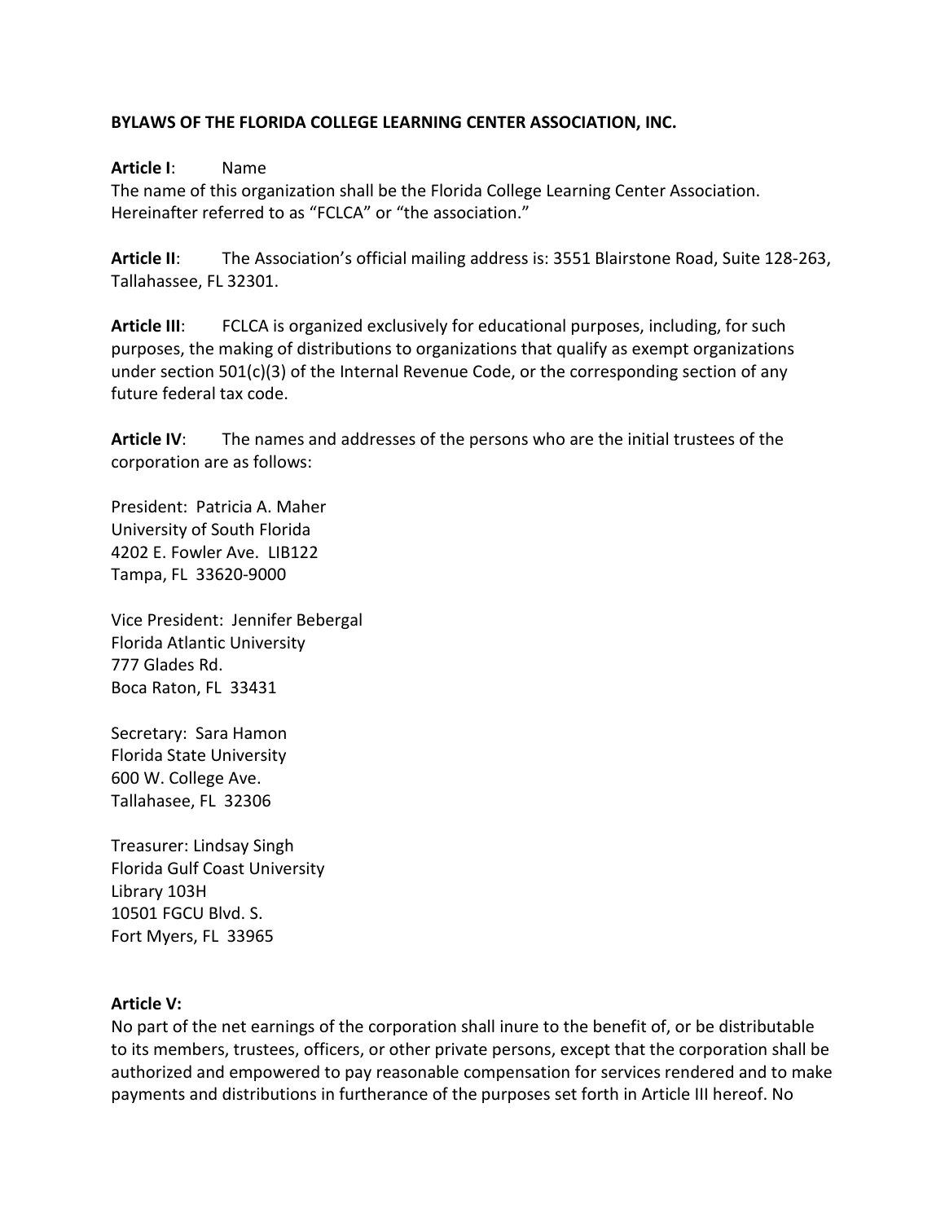**BYLAWS OF THE FLORIDA COLLEGE LEARNING CENTER ASSOCIATION, INC.**

**Article I**: Name
The name of this organization shall be the Florida College Learning Center Association. Hereinafter referred to as "FCLCA" or "the association."

**Article II**: The Association's official mailing address is: 3551 Blairstone Road, Suite 128-263, Tallahassee, FL 32301.

**Article III**: FCLCA is organized exclusively for educational purposes, including, for such purposes, the making of distributions to organizations that qualify as exempt organizations under section 501(c)(3) of the Internal Revenue Code, or the corresponding section of any future federal tax code.

**Article IV**: The names and addresses of the persons who are the initial trustees of the corporation are as follows:

President: Patricia A. Maher
University of South Florida
4202 E. Fowler Ave. LIB122
Tampa, FL 33620-9000

Vice President: Jennifer Bebergal
Florida Atlantic University
777 Glades Rd.
Boca Raton, FL 33431

Secretary: Sara Hamon
Florida State University
600 W. College Ave.
Tallahasee, FL 32306

Treasurer: Lindsay Singh
Florida Gulf Coast University
Library 103H
10501 FGCU Blvd. S.
Fort Myers, FL 33965

**Article V:**
No part of the net earnings of the corporation shall inure to the benefit of, or be distributable to its members, trustees, officers, or other private persons, except that the corporation shall be authorized and empowered to pay reasonable compensation for services rendered and to make payments and distributions in furtherance of the purposes set forth in Article III hereof. No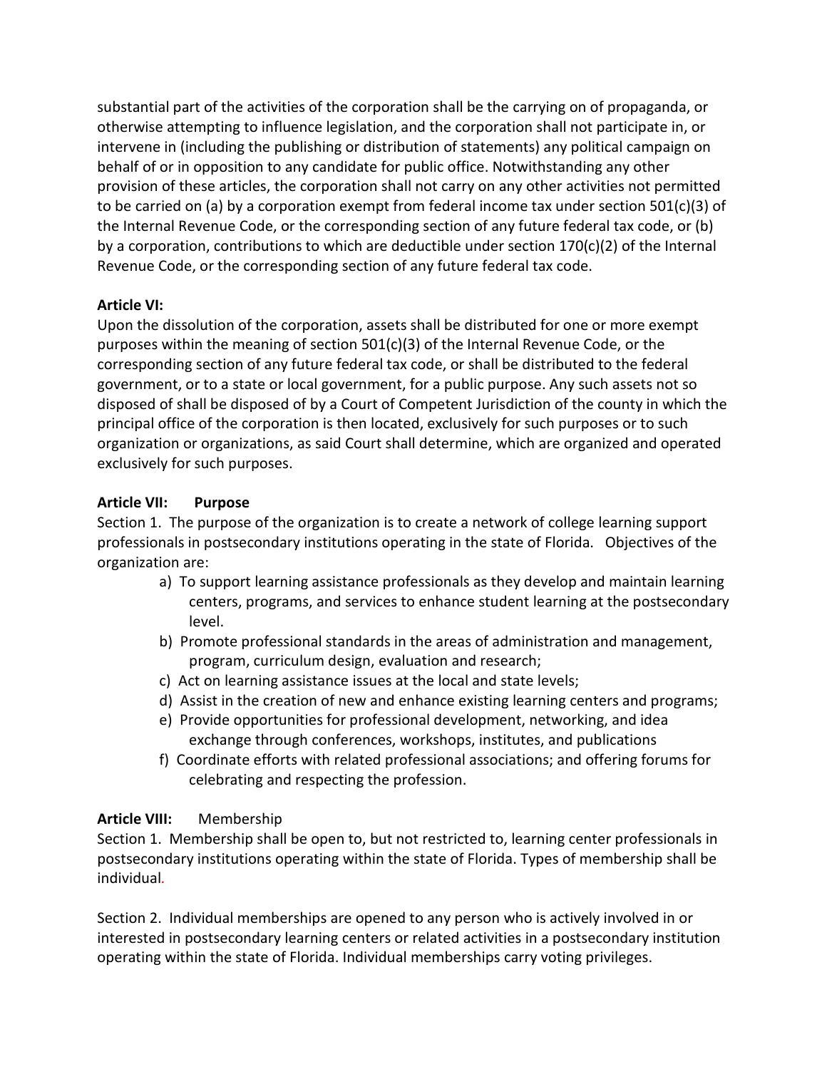substantial part of the activities of the corporation shall be the carrying on of propaganda, or otherwise attempting to influence legislation, and the corporation shall not participate in, or intervene in (including the publishing or distribution of statements) any political campaign on behalf of or in opposition to any candidate for public office. Notwithstanding any other provision of these articles, the corporation shall not carry on any other activities not permitted to be carried on (a) by a corporation exempt from federal income tax under section 501(c)(3) of the Internal Revenue Code, or the corresponding section of any future federal tax code, or (b) by a corporation, contributions to which are deductible under section 170(c)(2) of the Internal Revenue Code, or the corresponding section of any future federal tax code.

**Article VI:**

Upon the dissolution of the corporation, assets shall be distributed for one or more exempt purposes within the meaning of section 501(c)(3) of the Internal Revenue Code, or the corresponding section of any future federal tax code, or shall be distributed to the federal government, or to a state or local government, for a public purpose. Any such assets not so disposed of shall be disposed of by a Court of Competent Jurisdiction of the county in which the principal office of the corporation is then located, exclusively for such purposes or to such organization or organizations, as said Court shall determine, which are organized and operated exclusively for such purposes.

**Article VII: Purpose**

Section 1. The purpose of the organization is to create a network of college learning support professionals in postsecondary institutions operating in the state of Florida. Objectives of the organization are:

a) To support learning assistance professionals as they develop and maintain learning centers, programs, and services to enhance student learning at the postsecondary level.
b) Promote professional standards in the areas of administration and management, program, curriculum design, evaluation and research;
c) Act on learning assistance issues at the local and state levels;
d) Assist in the creation of new and enhance existing learning centers and programs;
e) Provide opportunities for professional development, networking, and idea exchange through conferences, workshops, institutes, and publications
f) Coordinate efforts with related professional associations; and offering forums for celebrating and respecting the profession.

**Article VIII:** Membership

Section 1. Membership shall be open to, but not restricted to, learning center professionals in postsecondary institutions operating within the state of Florida. Types of membership shall be individual.

Section 2. Individual memberships are opened to any person who is actively involved in or interested in postsecondary learning centers or related activities in a postsecondary institution operating within the state of Florida. Individual memberships carry voting privileges.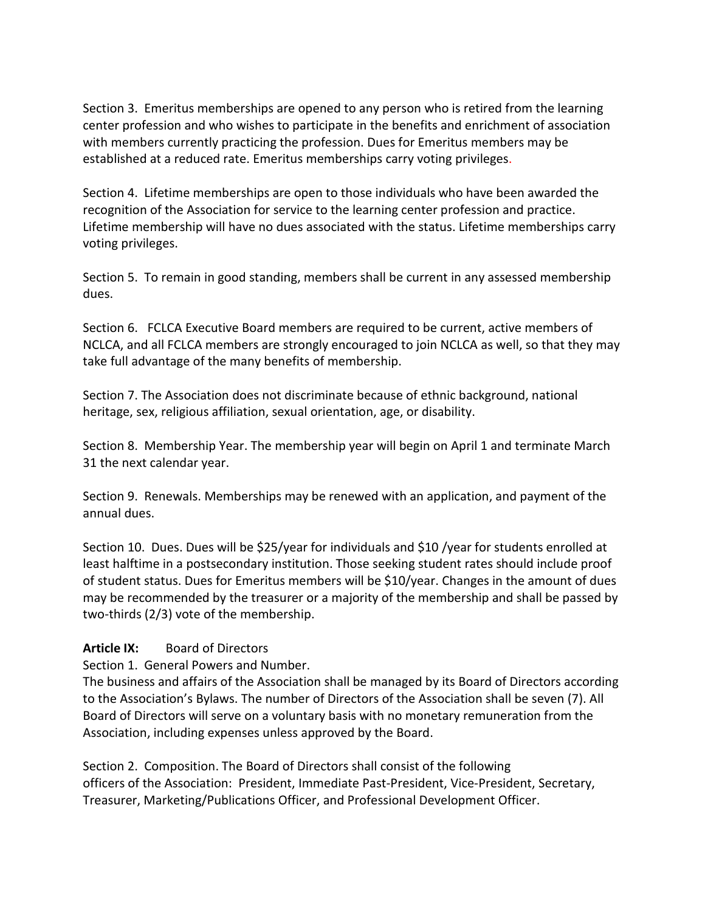Section 3. Emeritus memberships are opened to any person who is retired from the learning center profession and who wishes to participate in the benefits and enrichment of association with members currently practicing the profession. Dues for Emeritus members may be established at a reduced rate. Emeritus memberships carry voting privileges.

Section 4. Lifetime memberships are open to those individuals who have been awarded the recognition of the Association for service to the learning center profession and practice. Lifetime membership will have no dues associated with the status. Lifetime memberships carry voting privileges.

Section 5. To remain in good standing, members shall be current in any assessed membership dues.

Section 6. FCLCA Executive Board members are required to be current, active members of NCLCA, and all FCLCA members are strongly encouraged to join NCLCA as well, so that they may take full advantage of the many benefits of membership.

Section 7. The Association does not discriminate because of ethnic background, national heritage, sex, religious affiliation, sexual orientation, age, or disability.

Section 8. Membership Year. The membership year will begin on April 1 and terminate March 31 the next calendar year.

Section 9. Renewals. Memberships may be renewed with an application, and payment of the annual dues.

Section 10. Dues. Dues will be $25/year for individuals and $10 /year for students enrolled at least halftime in a postsecondary institution. Those seeking student rates should include proof of student status. Dues for Emeritus members will be $10/year. Changes in the amount of dues may be recommended by the treasurer or a majority of the membership and shall be passed by two-thirds (2/3) vote of the membership.

**Article IX:** Board of Directors

Section 1. General Powers and Number.
The business and affairs of the Association shall be managed by its Board of Directors according to the Association's Bylaws. The number of Directors of the Association shall be seven (7). All Board of Directors will serve on a voluntary basis with no monetary remuneration from the Association, including expenses unless approved by the Board.

Section 2. Composition. The Board of Directors shall consist of the following officers of the Association: President, Immediate Past-President, Vice-President, Secretary, Treasurer, Marketing/Publications Officer, and Professional Development Officer.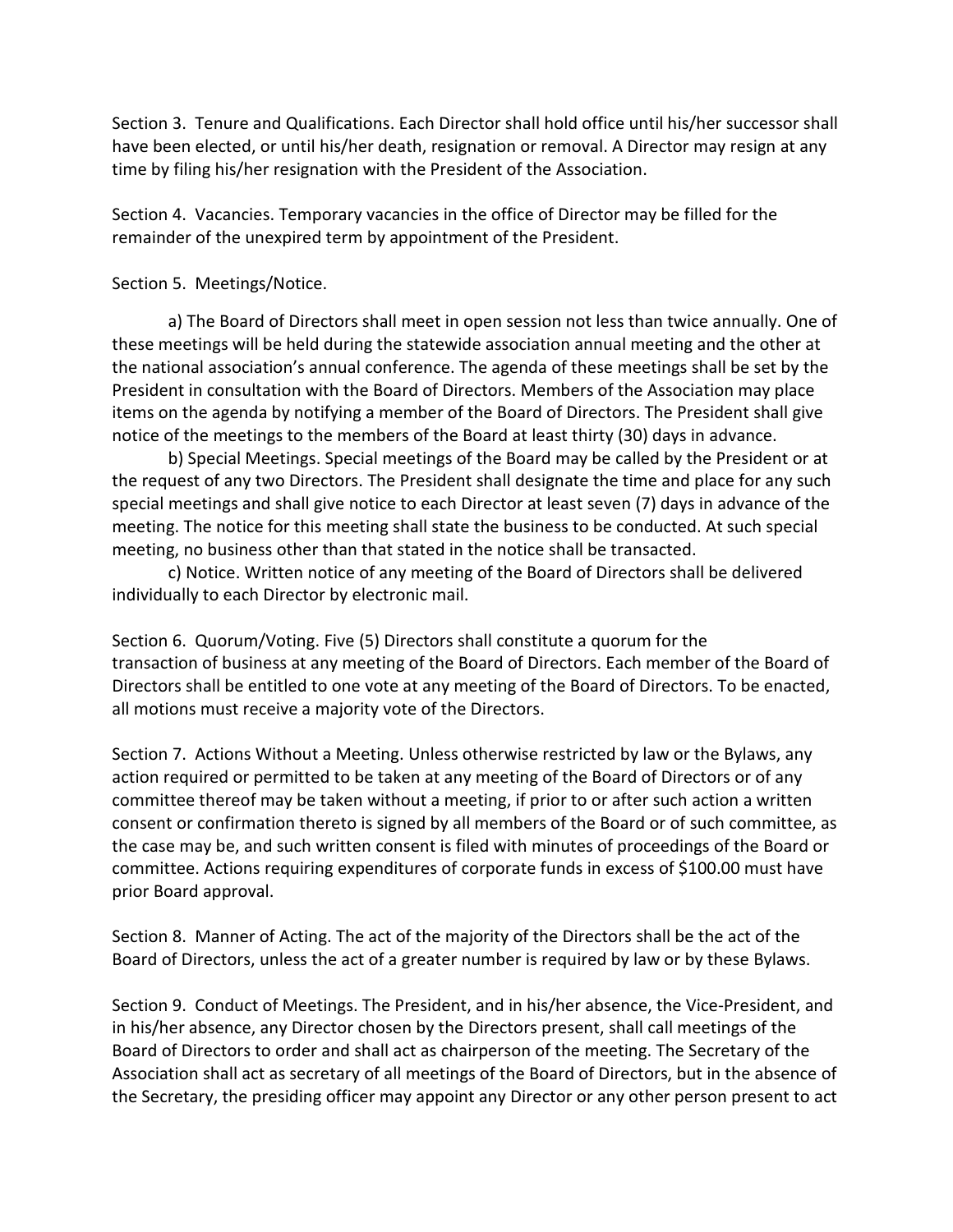Section 3. Tenure and Qualifications. Each Director shall hold office until his/her successor shall have been elected, or until his/her death, resignation or removal. A Director may resign at any time by filing his/her resignation with the President of the Association.

Section 4. Vacancies. Temporary vacancies in the office of Director may be filled for the remainder of the unexpired term by appointment of the President.

Section 5. Meetings/Notice.

a) The Board of Directors shall meet in open session not less than twice annually. One of these meetings will be held during the statewide association annual meeting and the other at the national association's annual conference. The agenda of these meetings shall be set by the President in consultation with the Board of Directors. Members of the Association may place items on the agenda by notifying a member of the Board of Directors. The President shall give notice of the meetings to the members of the Board at least thirty (30) days in advance.

b) Special Meetings. Special meetings of the Board may be called by the President or at the request of any two Directors. The President shall designate the time and place for any such special meetings and shall give notice to each Director at least seven (7) days in advance of the meeting. The notice for this meeting shall state the business to be conducted. At such special meeting, no business other than that stated in the notice shall be transacted.

c) Notice. Written notice of any meeting of the Board of Directors shall be delivered individually to each Director by electronic mail.

Section 6. Quorum/Voting. Five (5) Directors shall constitute a quorum for the transaction of business at any meeting of the Board of Directors. Each member of the Board of Directors shall be entitled to one vote at any meeting of the Board of Directors. To be enacted, all motions must receive a majority vote of the Directors.

Section 7. Actions Without a Meeting. Unless otherwise restricted by law or the Bylaws, any action required or permitted to be taken at any meeting of the Board of Directors or of any committee thereof may be taken without a meeting, if prior to or after such action a written consent or confirmation thereto is signed by all members of the Board or of such committee, as the case may be, and such written consent is filed with minutes of proceedings of the Board or committee. Actions requiring expenditures of corporate funds in excess of $100.00 must have prior Board approval.

Section 8. Manner of Acting. The act of the majority of the Directors shall be the act of the Board of Directors, unless the act of a greater number is required by law or by these Bylaws.

Section 9. Conduct of Meetings. The President, and in his/her absence, the Vice-President, and in his/her absence, any Director chosen by the Directors present, shall call meetings of the Board of Directors to order and shall act as chairperson of the meeting. The Secretary of the Association shall act as secretary of all meetings of the Board of Directors, but in the absence of the Secretary, the presiding officer may appoint any Director or any other person present to act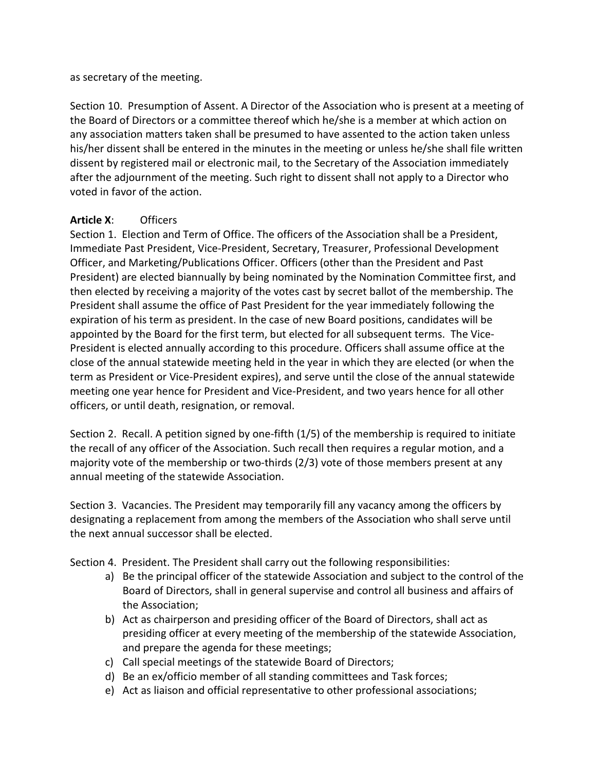as secretary of the meeting.

Section 10. Presumption of Assent. A Director of the Association who is present at a meeting of the Board of Directors or a committee thereof which he/she is a member at which action on any association matters taken shall be presumed to have assented to the action taken unless his/her dissent shall be entered in the minutes in the meeting or unless he/she shall file written dissent by registered mail or electronic mail, to the Secretary of the Association immediately after the adjournment of the meeting. Such right to dissent shall not apply to a Director who voted in favor of the action.

**Article X**: Officers

Section 1. Election and Term of Office. The officers of the Association shall be a President, Immediate Past President, Vice-President, Secretary, Treasurer, Professional Development Officer, and Marketing/Publications Officer. Officers (other than the President and Past President) are elected biannually by being nominated by the Nomination Committee first, and then elected by receiving a majority of the votes cast by secret ballot of the membership. The President shall assume the office of Past President for the year immediately following the expiration of his term as president. In the case of new Board positions, candidates will be appointed by the Board for the first term, but elected for all subsequent terms. The Vice-President is elected annually according to this procedure. Officers shall assume office at the close of the annual statewide meeting held in the year in which they are elected (or when the term as President or Vice-President expires), and serve until the close of the annual statewide meeting one year hence for President and Vice-President, and two years hence for all other officers, or until death, resignation, or removal.

Section 2. Recall. A petition signed by one-fifth (1/5) of the membership is required to initiate the recall of any officer of the Association. Such recall then requires a regular motion, and a majority vote of the membership or two-thirds (2/3) vote of those members present at any annual meeting of the statewide Association.

Section 3. Vacancies. The President may temporarily fill any vacancy among the officers by designating a replacement from among the members of the Association who shall serve until the next annual successor shall be elected.

Section 4. President. The President shall carry out the following responsibilities:

a) Be the principal officer of the statewide Association and subject to the control of the Board of Directors, shall in general supervise and control all business and affairs of the Association;
b) Act as chairperson and presiding officer of the Board of Directors, shall act as presiding officer at every meeting of the membership of the statewide Association, and prepare the agenda for these meetings;
c) Call special meetings of the statewide Board of Directors;
d) Be an ex/officio member of all standing committees and Task forces;
e) Act as liaison and official representative to other professional associations;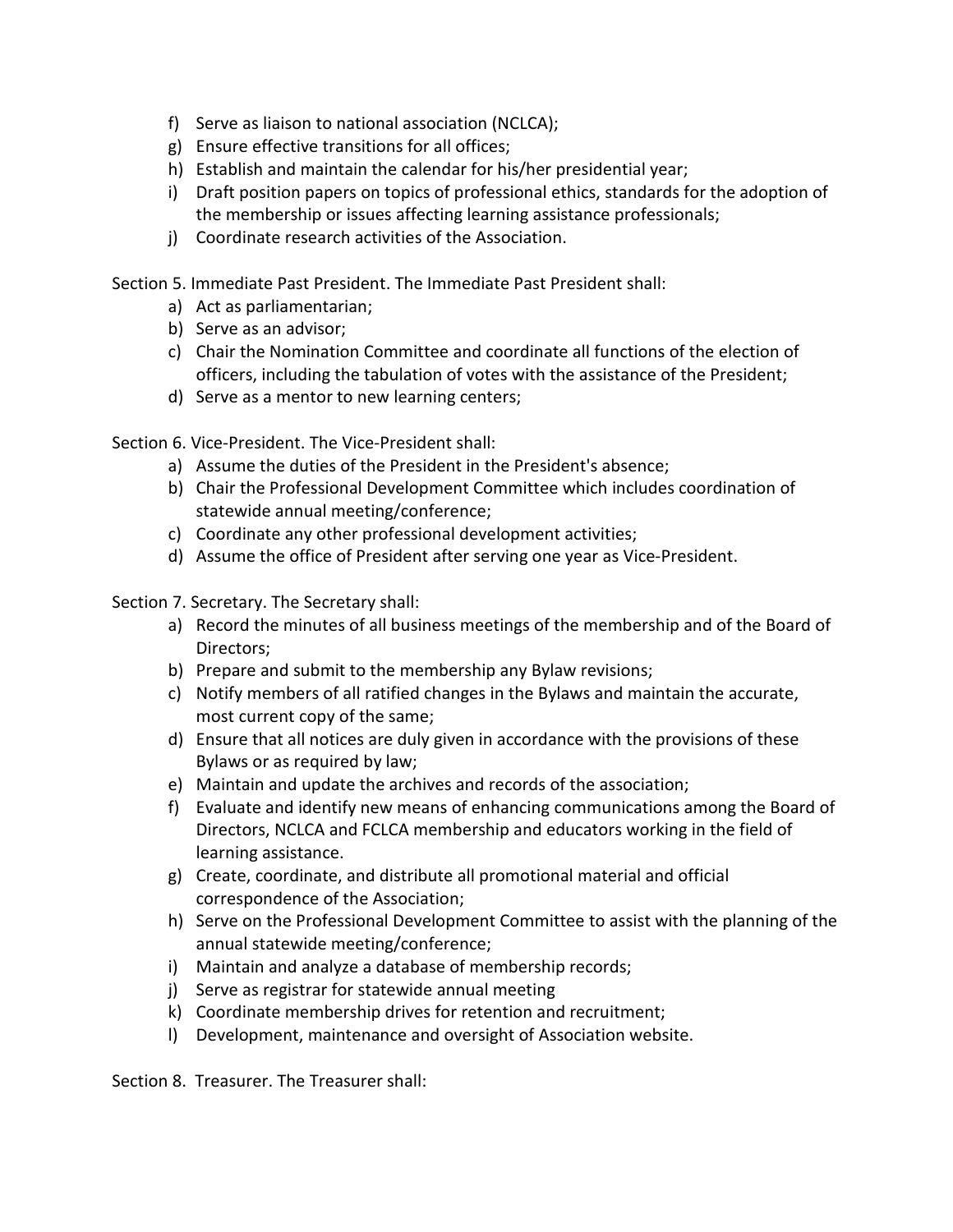f) Serve as liaison to national association (NCLCA);
g) Ensure effective transitions for all offices;
h) Establish and maintain the calendar for his/her presidential year;
i) Draft position papers on topics of professional ethics, standards for the adoption of the membership or issues affecting learning assistance professionals;
j) Coordinate research activities of the Association.

Section 5. Immediate Past President. The Immediate Past President shall:

a) Act as parliamentarian;
b) Serve as an advisor;
c) Chair the Nomination Committee and coordinate all functions of the election of officers, including the tabulation of votes with the assistance of the President;
d) Serve as a mentor to new learning centers;

Section 6. Vice-President. The Vice-President shall:

a) Assume the duties of the President in the President's absence;
b) Chair the Professional Development Committee which includes coordination of statewide annual meeting/conference;
c) Coordinate any other professional development activities;
d) Assume the office of President after serving one year as Vice-President.

Section 7. Secretary. The Secretary shall:

a) Record the minutes of all business meetings of the membership and of the Board of Directors;
b) Prepare and submit to the membership any Bylaw revisions;
c) Notify members of all ratified changes in the Bylaws and maintain the accurate, most current copy of the same;
d) Ensure that all notices are duly given in accordance with the provisions of these Bylaws or as required by law;
e) Maintain and update the archives and records of the association;
f) Evaluate and identify new means of enhancing communications among the Board of Directors, NCLCA and FCLCA membership and educators working in the field of learning assistance.
g) Create, coordinate, and distribute all promotional material and official correspondence of the Association;
h) Serve on the Professional Development Committee to assist with the planning of the annual statewide meeting/conference;
i) Maintain and analyze a database of membership records;
j) Serve as registrar for statewide annual meeting
k) Coordinate membership drives for retention and recruitment;
l) Development, maintenance and oversight of Association website.

Section 8. Treasurer. The Treasurer shall: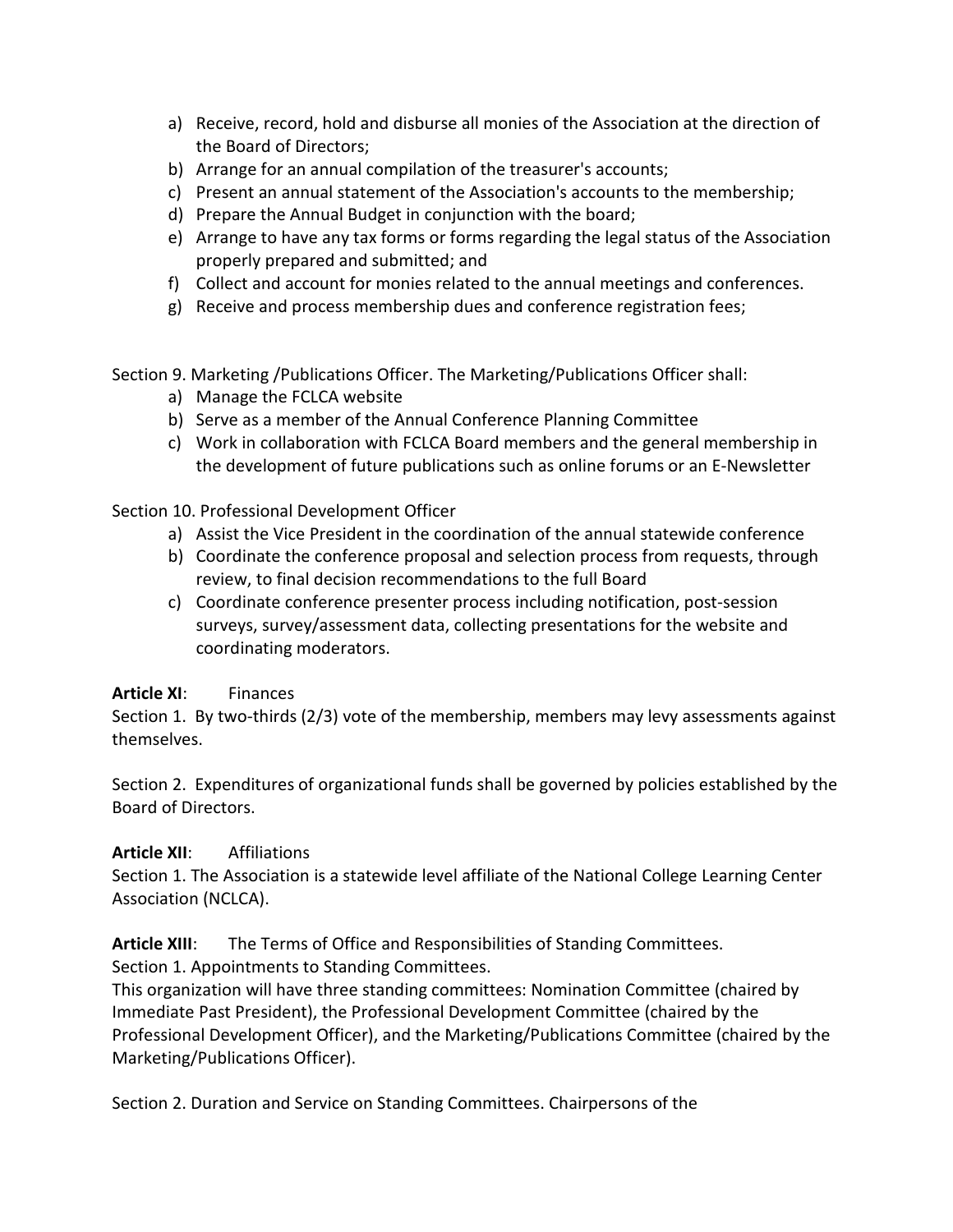a) Receive, record, hold and disburse all monies of the Association at the direction of the Board of Directors;
b) Arrange for an annual compilation of the treasurer's accounts;
c) Present an annual statement of the Association's accounts to the membership;
d) Prepare the Annual Budget in conjunction with the board;
e) Arrange to have any tax forms or forms regarding the legal status of the Association properly prepared and submitted; and
f) Collect and account for monies related to the annual meetings and conferences.
g) Receive and process membership dues and conference registration fees;

Section 9. Marketing /Publications Officer. The Marketing/Publications Officer shall:

a) Manage the FCLCA website
b) Serve as a member of the Annual Conference Planning Committee
c) Work in collaboration with FCLCA Board members and the general membership in the development of future publications such as online forums or an E-Newsletter

Section 10. Professional Development Officer

a) Assist the Vice President in the coordination of the annual statewide conference
b) Coordinate the conference proposal and selection process from requests, through review, to final decision recommendations to the full Board
c) Coordinate conference presenter process including notification, post-session surveys, survey/assessment data, collecting presentations for the website and coordinating moderators.

**Article XI**: Finances

Section 1. By two-thirds (2/3) vote of the membership, members may levy assessments against themselves.

Section 2. Expenditures of organizational funds shall be governed by policies established by the Board of Directors.

**Article XII**: Affiliations

Section 1. The Association is a statewide level affiliate of the National College Learning Center Association (NCLCA).

**Article XIII**: The Terms of Office and Responsibilities of Standing Committees.

Section 1. Appointments to Standing Committees.

This organization will have three standing committees: Nomination Committee (chaired by Immediate Past President), the Professional Development Committee (chaired by the Professional Development Officer), and the Marketing/Publications Committee (chaired by the Marketing/Publications Officer).

Section 2. Duration and Service on Standing Committees. Chairpersons of the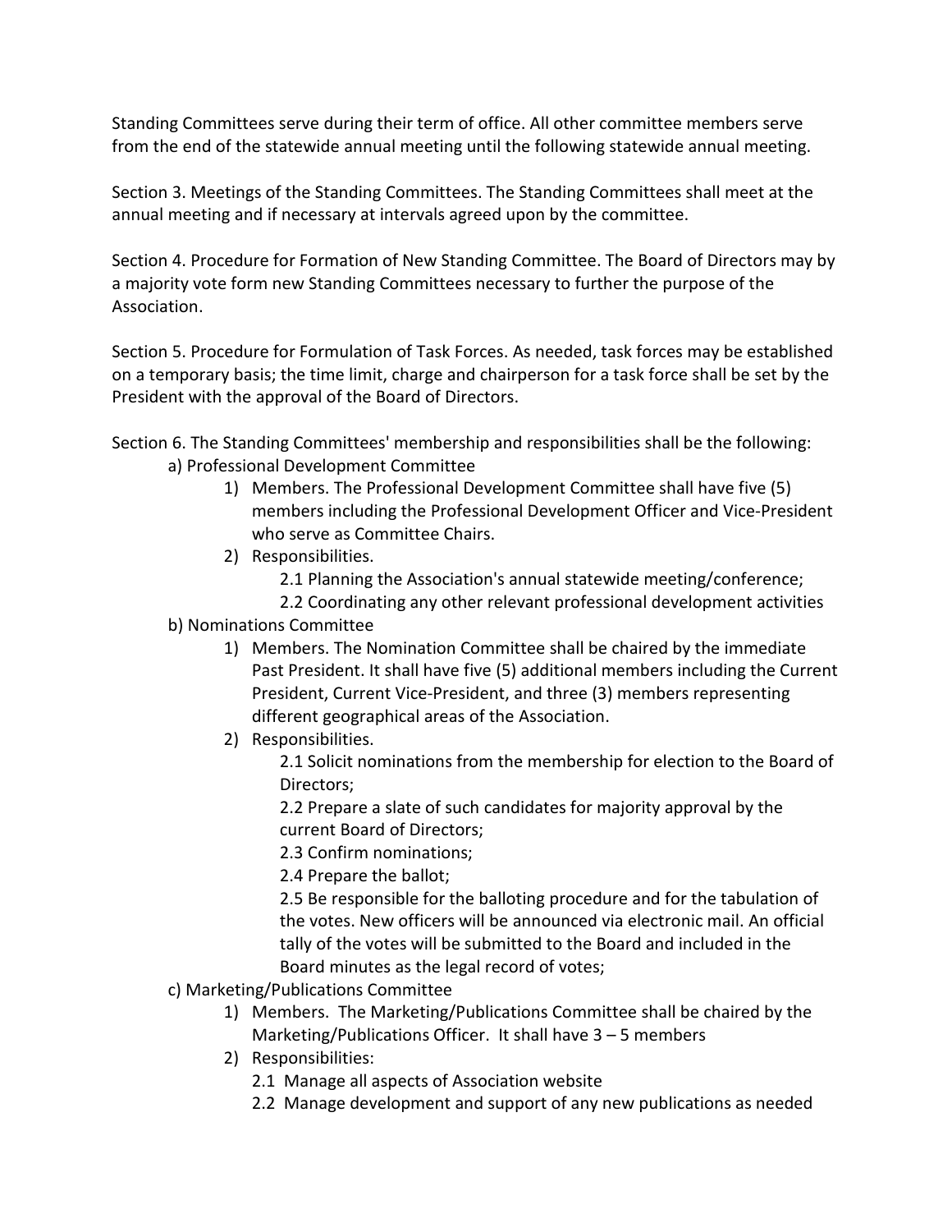Standing Committees serve during their term of office. All other committee members serve from the end of the statewide annual meeting until the following statewide annual meeting.

Section 3. Meetings of the Standing Committees. The Standing Committees shall meet at the annual meeting and if necessary at intervals agreed upon by the committee.

Section 4. Procedure for Formation of New Standing Committee. The Board of Directors may by a majority vote form new Standing Committees necessary to further the purpose of the Association.

Section 5. Procedure for Formulation of Task Forces. As needed, task forces may be established on a temporary basis; the time limit, charge and chairperson for a task force shall be set by the President with the approval of the Board of Directors.

Section 6. The Standing Committees' membership and responsibilities shall be the following:

a) Professional Development Committee

1) Members. The Professional Development Committee shall have five (5) members including the Professional Development Officer and Vice-President who serve as Committee Chairs.

2) Responsibilities.

2.1 Planning the Association's annual statewide meeting/conference;

2.2 Coordinating any other relevant professional development activities

b) Nominations Committee

1) Members. The Nomination Committee shall be chaired by the immediate Past President. It shall have five (5) additional members including the Current President, Current Vice-President, and three (3) members representing different geographical areas of the Association.

2) Responsibilities.

2.1 Solicit nominations from the membership for election to the Board of Directors;

2.2 Prepare a slate of such candidates for majority approval by the current Board of Directors;

2.3 Confirm nominations;

2.4 Prepare the ballot;

2.5 Be responsible for the balloting procedure and for the tabulation of the votes. New officers will be announced via electronic mail. An official tally of the votes will be submitted to the Board and included in the Board minutes as the legal record of votes;

c) Marketing/Publications Committee

1) Members. The Marketing/Publications Committee shall be chaired by the Marketing/Publications Officer. It shall have 3 – 5 members

2) Responsibilities:

2.1 Manage all aspects of Association website

2.2 Manage development and support of any new publications as needed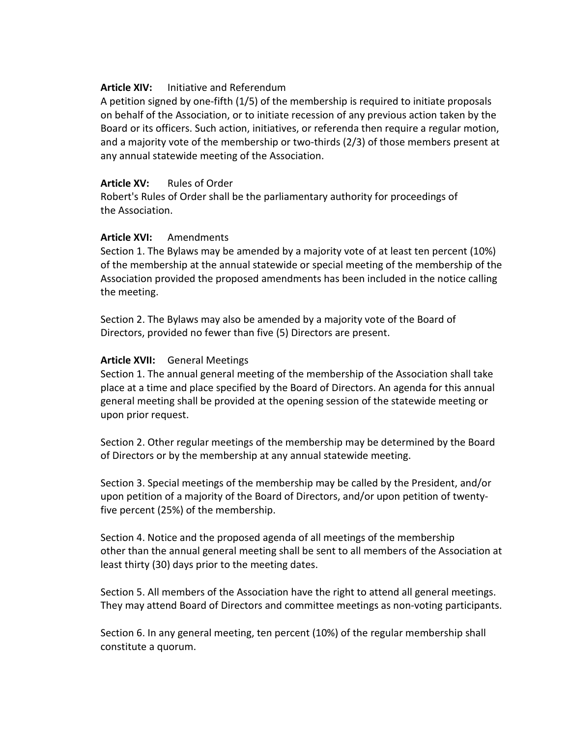**Article XIV:** Initiative and Referendum

A petition signed by one-fifth (1/5) of the membership is required to initiate proposals on behalf of the Association, or to initiate recession of any previous action taken by the Board or its officers. Such action, initiatives, or referenda then require a regular motion, and a majority vote of the membership or two-thirds (2/3) of those members present at any annual statewide meeting of the Association.

**Article XV:** Rules of Order

Robert's Rules of Order shall be the parliamentary authority for proceedings of the Association.

**Article XVI:** Amendments

Section 1. The Bylaws may be amended by a majority vote of at least ten percent (10%) of the membership at the annual statewide or special meeting of the membership of the Association provided the proposed amendments has been included in the notice calling the meeting.

Section 2. The Bylaws may also be amended by a majority vote of the Board of Directors, provided no fewer than five (5) Directors are present.

**Article XVII:** General Meetings

Section 1. The annual general meeting of the membership of the Association shall take place at a time and place specified by the Board of Directors. An agenda for this annual general meeting shall be provided at the opening session of the statewide meeting or upon prior request.

Section 2. Other regular meetings of the membership may be determined by the Board of Directors or by the membership at any annual statewide meeting.

Section 3. Special meetings of the membership may be called by the President, and/or upon petition of a majority of the Board of Directors, and/or upon petition of twenty-five percent (25%) of the membership.

Section 4. Notice and the proposed agenda of all meetings of the membership other than the annual general meeting shall be sent to all members of the Association at least thirty (30) days prior to the meeting dates.

Section 5. All members of the Association have the right to attend all general meetings. They may attend Board of Directors and committee meetings as non-voting participants.

Section 6. In any general meeting, ten percent (10%) of the regular membership shall constitute a quorum.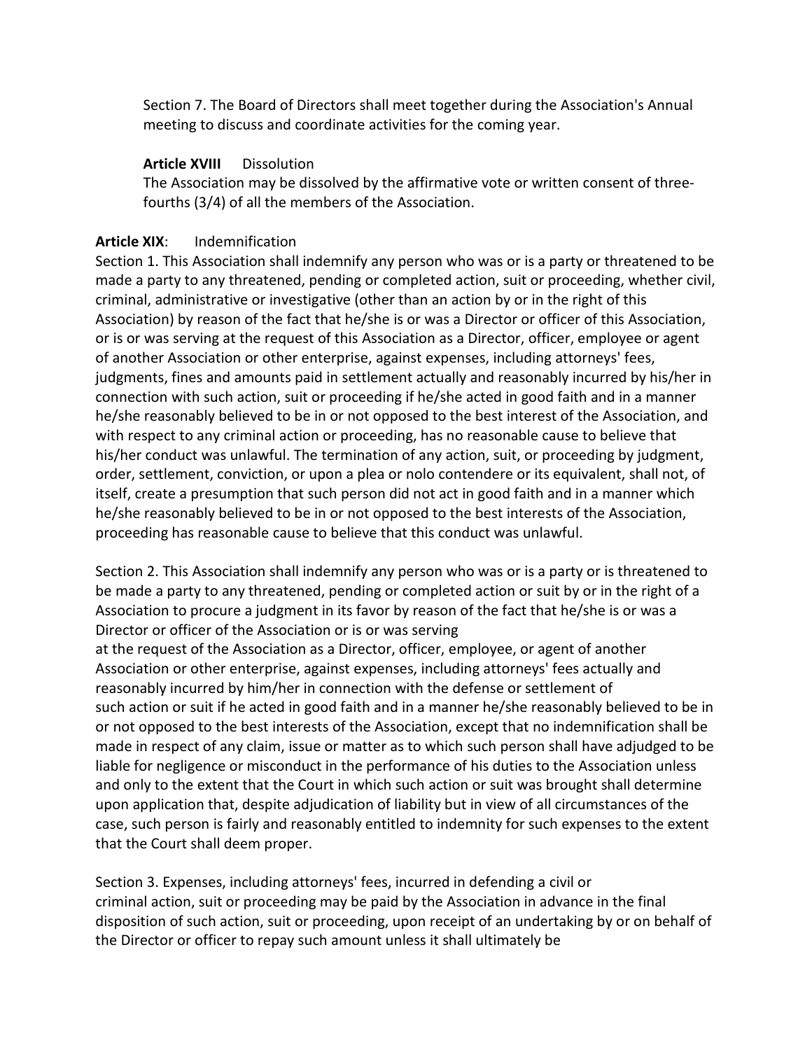Section 7. The Board of Directors shall meet together during the Association's Annual meeting to discuss and coordinate activities for the coming year.

**Article XVIII** Dissolution

The Association may be dissolved by the affirmative vote or written consent of three-fourths (3/4) of all the members of the Association.

**Article XIX**: Indemnification

Section 1. This Association shall indemnify any person who was or is a party or threatened to be made a party to any threatened, pending or completed action, suit or proceeding, whether civil, criminal, administrative or investigative (other than an action by or in the right of this Association) by reason of the fact that he/she is or was a Director or officer of this Association, or is or was serving at the request of this Association as a Director, officer, employee or agent of another Association or other enterprise, against expenses, including attorneys' fees, judgments, fines and amounts paid in settlement actually and reasonably incurred by his/her in connection with such action, suit or proceeding if he/she acted in good faith and in a manner he/she reasonably believed to be in or not opposed to the best interest of the Association, and with respect to any criminal action or proceeding, has no reasonable cause to believe that his/her conduct was unlawful. The termination of any action, suit, or proceeding by judgment, order, settlement, conviction, or upon a plea or nolo contendere or its equivalent, shall not, of itself, create a presumption that such person did not act in good faith and in a manner which he/she reasonably believed to be in or not opposed to the best interests of the Association, proceeding has reasonable cause to believe that this conduct was unlawful.

Section 2. This Association shall indemnify any person who was or is a party or is threatened to be made a party to any threatened, pending or completed action or suit by or in the right of a Association to procure a judgment in its favor by reason of the fact that he/she is or was a Director or officer of the Association or is or was serving at the request of the Association as a Director, officer, employee, or agent of another Association or other enterprise, against expenses, including attorneys' fees actually and reasonably incurred by him/her in connection with the defense or settlement of such action or suit if he acted in good faith and in a manner he/she reasonably believed to be in or not opposed to the best interests of the Association, except that no indemnification shall be made in respect of any claim, issue or matter as to which such person shall have adjudged to be liable for negligence or misconduct in the performance of his duties to the Association unless and only to the extent that the Court in which such action or suit was brought shall determine upon application that, despite adjudication of liability but in view of all circumstances of the case, such person is fairly and reasonably entitled to indemnity for such expenses to the extent that the Court shall deem proper.

Section 3. Expenses, including attorneys' fees, incurred in defending a civil or criminal action, suit or proceeding may be paid by the Association in advance in the final disposition of such action, suit or proceeding, upon receipt of an undertaking by or on behalf of the Director or officer to repay such amount unless it shall ultimately be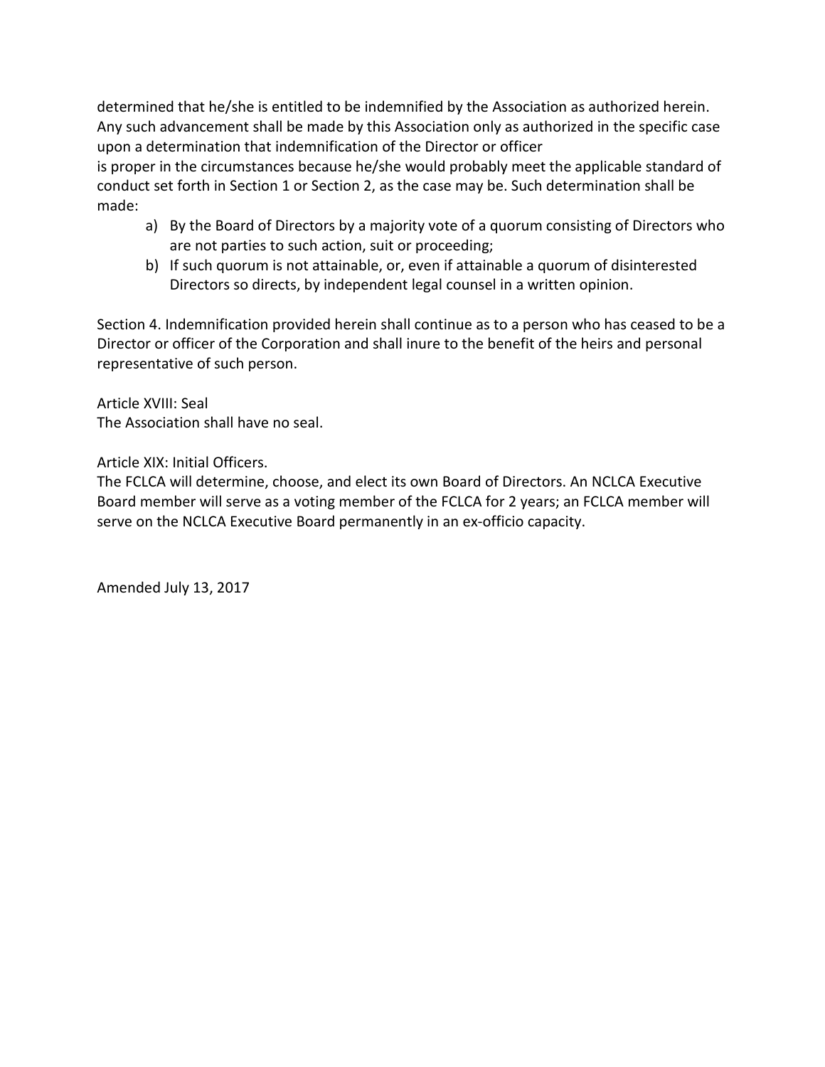determined that he/she is entitled to be indemnified by the Association as authorized herein. Any such advancement shall be made by this Association only as authorized in the specific case upon a determination that indemnification of the Director or officer
is proper in the circumstances because he/she would probably meet the applicable standard of conduct set forth in Section 1 or Section 2, as the case may be. Such determination shall be made:

a) By the Board of Directors by a majority vote of a quorum consisting of Directors who are not parties to such action, suit or proceeding;
b) If such quorum is not attainable, or, even if attainable a quorum of disinterested Directors so directs, by independent legal counsel in a written opinion.

Section 4. Indemnification provided herein shall continue as to a person who has ceased to be a Director or officer of the Corporation and shall inure to the benefit of the heirs and personal representative of such person.

Article XVIII: Seal
The Association shall have no seal.

Article XIX: Initial Officers.
The FCLCA will determine, choose, and elect its own Board of Directors. An NCLCA Executive Board member will serve as a voting member of the FCLCA for 2 years; an FCLCA member will serve on the NCLCA Executive Board permanently in an ex-officio capacity.

Amended July 13, 2017